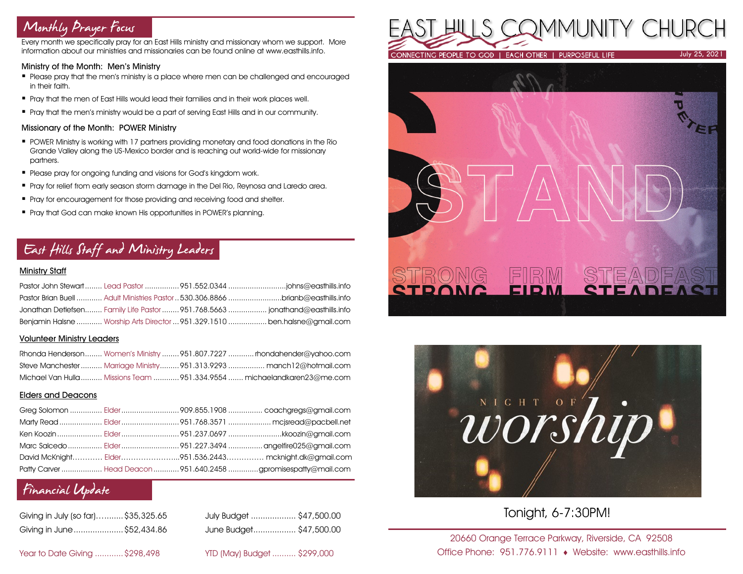## Monthly Prayer Focus

Every month we specifically pray for an East Hills ministry and missionary whom we support. More information about our ministries and missionaries can be found online at www.easthills.info.

### Ministry of the Month: Men's Ministry

- Please pray that the men's ministry is a place where men can be challenged and encouraged in their faith.
- Pray that the men of East Hills would lead their families and in their work places well.
- Pray that the men's ministry would be a part of serving East Hills and in our community.

### Missionary of the Month: POWER Ministry

- POWER Ministry is working with 17 partners providing monetary and food donations in the Rio Grande Valley along the US-Mexico border and is reaching out world-wide for missionary partners.
- Please pray for ongoing funding and visions for God's kingdom work.
- Pray for relief from early season storm damage in the Del Rio, Reynosa and Laredo area.
- Pray for encouragement for those providing and receiving food and shelter.
- Pray that God can make known His opportunities in POWER's planning.

## East Hills Staff and Ministry Leaders

### Ministry Staff

| Name | Role | Phone | Email |
|---|---|---|---|
| Pastor John Stewart | Lead Pastor | 951.552.0344 | johns@easthills.info |
| Pastor Brian Buell | Adult Ministries Pastor | 530.306.8866 | brianb@easthills.info |
| Jonathan Detlefsen | Family Life Pastor | 951.768.5663 | jonathand@easthills.info |
| Benjamin Halsne | Worship Arts Director | 951.329.1510 | ben.halsne@gmail.com |

### Volunteer Ministry Leaders

| Name | Role | Phone | Email |
|---|---|---|---|
| Rhonda Henderson | Women's Ministry | 951.807.7227 | rhondahender@yahoo.com |
| Steve Manchester | Marriage Ministry | 951.313.9293 | manch12@hotmail.com |
| Michael Van Hulla | Missions Team | 951.334.9554 | michaelandkaren23@me.com |

### Elders and Deacons

| Name | Role | Phone | Email |
|---|---|---|---|
| Greg Solomon | Elder | 909.855.1908 | coachgregs@gmail.com |
| Marty Read | Elder | 951.768.3571 | mcjsread@pacbell.net |
| Ken Koozin | Elder | 951.237.0697 | kkoozin@gmail.com |
| Marc Salcedo | Elder | 951.227.3494 | angelfire025@gmail.com |
| David McKnight | Elder | 951.536.2443 | mcknight.dk@gmail.com |
| Patty Carver | Head Deacon | 951.640.2458 | gpromisespatty@mail.com |

## Financial Update

| | | | |
|---|---|---|---|
| Giving in July (so far) | $35,325.65 | July Budget | $47,500.00 |
| Giving in June | $52,434.86 | June Budget | $47,500.00 |
| Year to Date Giving | $298,498 | YTD (May) Budget | $299,000 |

# EAST HILLS COMMUNITY CHURCH

CONNECTING PEOPLE TO GOD | EACH OTHER | PURPOSEFUL LIFE

July 25, 2021

STAND

1 PETER

STRONG FIRM STEADFAST

NIGHT OF worship

Tonight, 6-7:30PM!

20660 Orange Terrace Parkway, Riverside, CA 92508

Office Phone: 951.776.9111 ♦ Website: www.easthills.info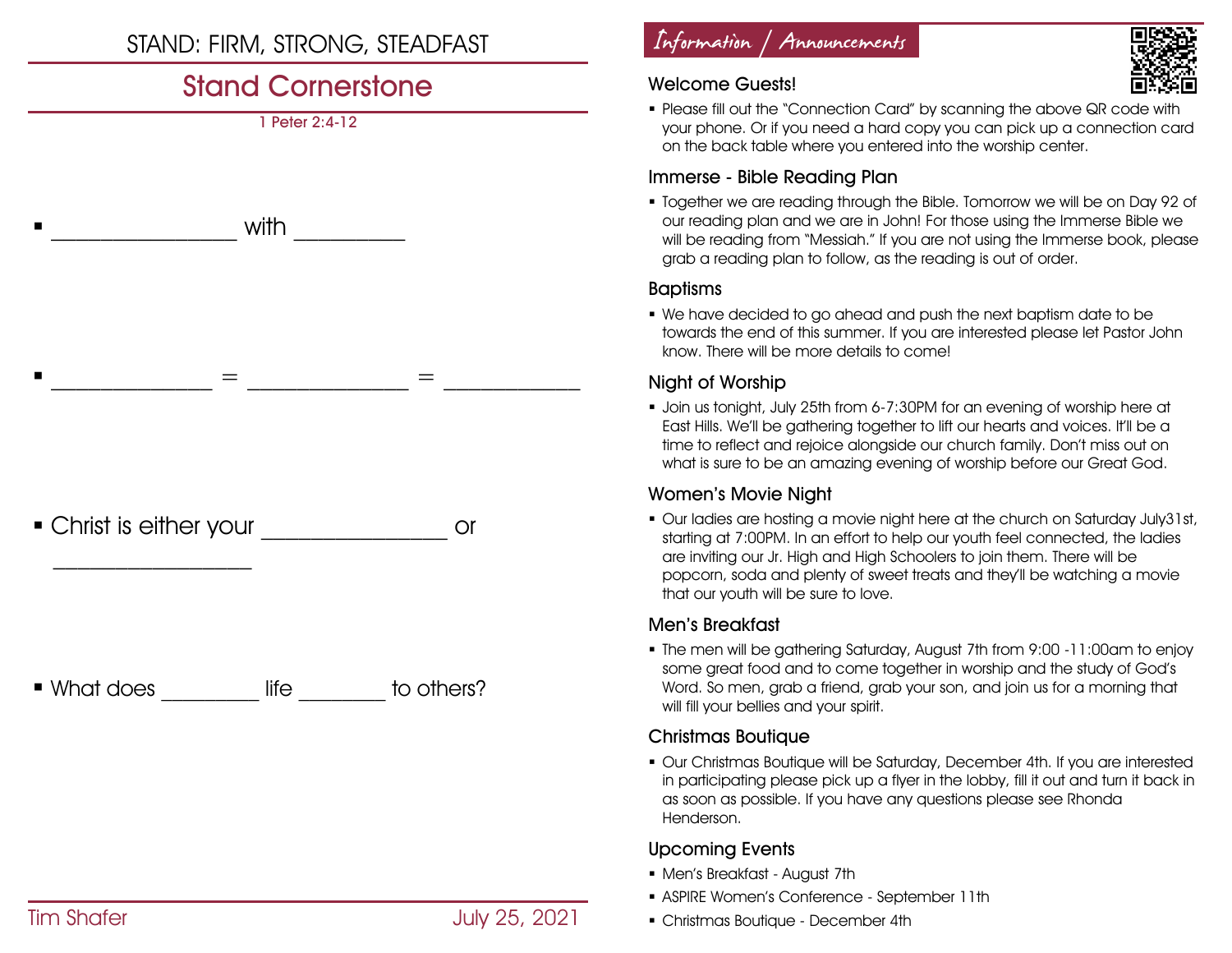STAND: FIRM, STRONG, STEADFAST

# Stand Cornerstone

1 Peter 2:4-12

- _______________ with _________

- _____________ = _____________ = ____________

- Christ is either your _______________ or _______________

- What does _________ life ________ to others?

Tim Shafer July 25, 2021

## Information / Announcements

### Welcome Guests!

- Please fill out the "Connection Card" by scanning the above QR code with your phone. Or if you need a hard copy you can pick up a connection card on the back table where you entered into the worship center.

### Immerse - Bible Reading Plan

- Together we are reading through the Bible. Tomorrow we will be on Day 92 of our reading plan and we are in John! For those using the Immerse Bible we will be reading from "Messiah." If you are not using the Immerse book, please grab a reading plan to follow, as the reading is out of order.

### Baptisms

- We have decided to go ahead and push the next baptism date to be towards the end of this summer. If you are interested please let Pastor John know. There will be more details to come!

### Night of Worship

- Join us tonight, July 25th from 6-7:30PM for an evening of worship here at East Hills. We'll be gathering together to lift our hearts and voices. It'll be a time to reflect and rejoice alongside our church family. Don't miss out on what is sure to be an amazing evening of worship before our Great God.

### Women's Movie Night

- Our ladies are hosting a movie night here at the church on Saturday July31st, starting at 7:00PM. In an effort to help our youth feel connected, the ladies are inviting our Jr. High and High Schoolers to join them. There will be popcorn, soda and plenty of sweet treats and they'll be watching a movie that our youth will be sure to love.

### Men's Breakfast

- The men will be gathering Saturday, August 7th from 9:00 -11:00am to enjoy some great food and to come together in worship and the study of God's Word. So men, grab a friend, grab your son, and join us for a morning that will fill your bellies and your spirit.

### Christmas Boutique

- Our Christmas Boutique will be Saturday, December 4th. If you are interested in participating please pick up a flyer in the lobby, fill it out and turn it back in as soon as possible. If you have any questions please see Rhonda Henderson.

### Upcoming Events

- Men's Breakfast - August 7th
- ASPIRE Women's Conference - September 11th
- Christmas Boutique - December 4th